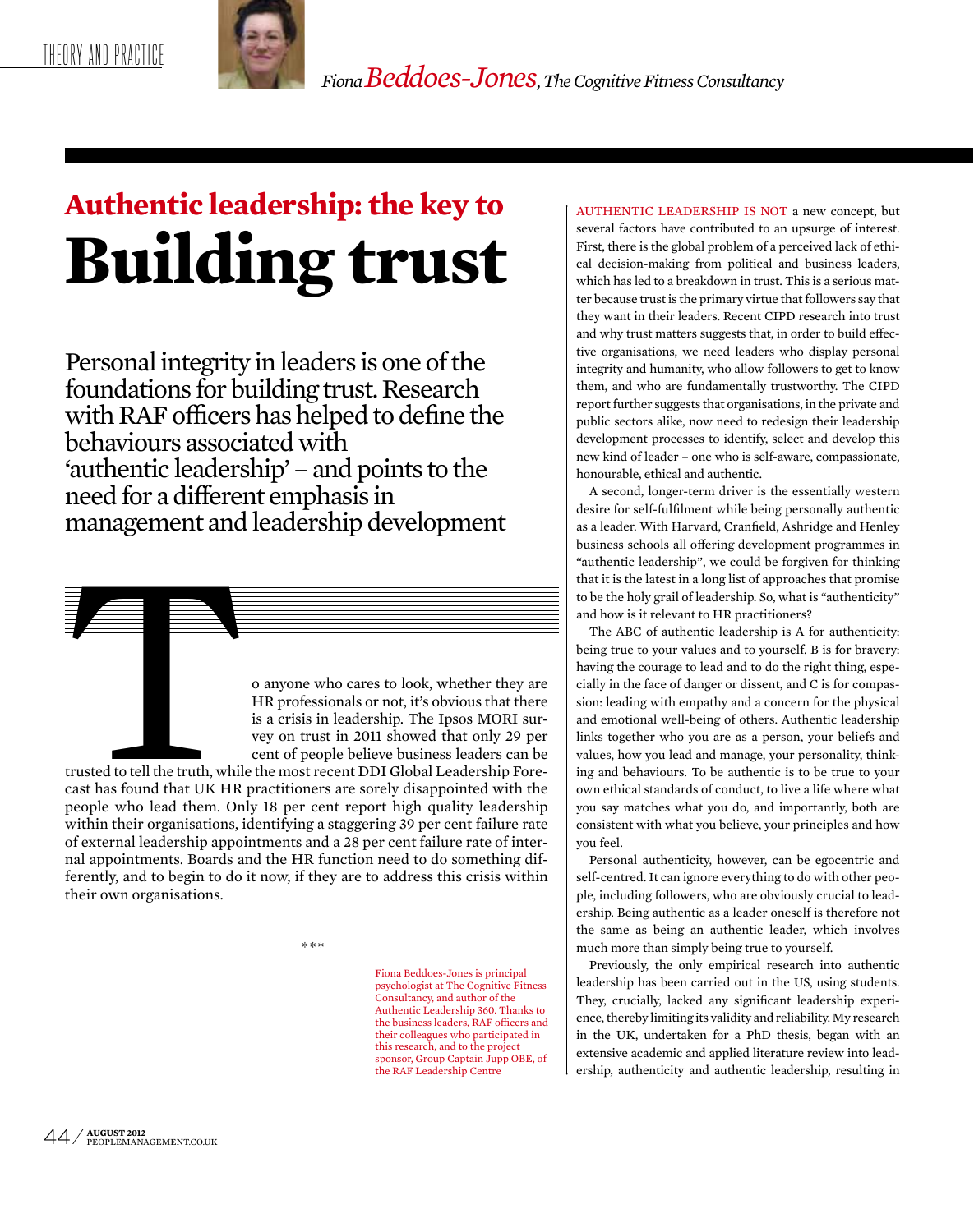Fiona Beddoes-Jones, The Cognitive Fitness Consultancy

# Authentic leadership: the key to Building trust

Personal integrity in leaders is one of the foundations for building trust. Research with RAF officers has helped to define the behaviours associated with 'authentic leadership' – and points to the need for a different emphasis in management and leadership development

To anyone who cares to look, whether they are HR professionals or not, it's obvious that there is a crisis in leadership. The Ipsos MORI survey on trust in 2011 showed that only 29 per cent of people believe business leaders can be trusted to tell the truth, while the most recent DDI Global Leadership Forecast has found that UK HR practitioners are sorely disappointed with the people who lead them. Only 18 per cent report high quality leadership within their organisations, identifying a staggering 39 per cent failure rate of external leadership appointments and a 28 per cent failure rate of internal appointments. Boards and the HR function need to do something differently, and to begin to do it now, if they are to address this crisis within their own organisations.

\*\*\*

Fiona Beddoes-Jones is principal psychologist at The Cognitive Fitness Consultancy, and author of the Authentic Leadership 360. Thanks to the business leaders, RAF officers and their colleagues who participated in this research, and to the project sponsor, Group Captain Jupp OBE, of the RAF Leadership Centre

AUTHENTIC LEADERSHIP IS NOT a new concept, but several factors have contributed to an upsurge of interest. First, there is the global problem of a perceived lack of ethical decision-making from political and business leaders, which has led to a breakdown in trust. This is a serious matter because trust is the primary virtue that followers say that they want in their leaders. Recent CIPD research into trust and why trust matters suggests that, in order to build effective organisations, we need leaders who display personal integrity and humanity, who allow followers to get to know them, and who are fundamentally trustworthy. The CIPD report further suggests that organisations, in the private and public sectors alike, now need to redesign their leadership development processes to identify, select and develop this new kind of leader – one who is self-aware, compassionate, honourable, ethical and authentic.

A second, longer-term driver is the essentially western desire for self-fulfilment while being personally authentic as a leader. With Harvard, Cranfield, Ashridge and Henley business schools all offering development programmes in "authentic leadership", we could be forgiven for thinking that it is the latest in a long list of approaches that promise to be the holy grail of leadership. So, what is "authenticity" and how is it relevant to HR practitioners?

The ABC of authentic leadership is A for authenticity: being true to your values and to yourself. B is for bravery: having the courage to lead and to do the right thing, especially in the face of danger or dissent, and C is for compassion: leading with empathy and a concern for the physical and emotional well-being of others. Authentic leadership links together who you are as a person, your beliefs and values, how you lead and manage, your personality, thinking and behaviours. To be authentic is to be true to your own ethical standards of conduct, to live a life where what you say matches what you do, and importantly, both are consistent with what you believe, your principles and how you feel.

Personal authenticity, however, can be egocentric and self-centred. It can ignore everything to do with other people, including followers, who are obviously crucial to leadership. Being authentic as a leader oneself is therefore not the same as being an authentic leader, which involves much more than simply being true to yourself.

Previously, the only empirical research into authentic leadership has been carried out in the US, using students. They, crucially, lacked any significant leadership experience, thereby limiting its validity and reliability. My research in the UK, undertaken for a PhD thesis, began with an extensive academic and applied literature review into leadership, authenticity and authentic leadership, resulting in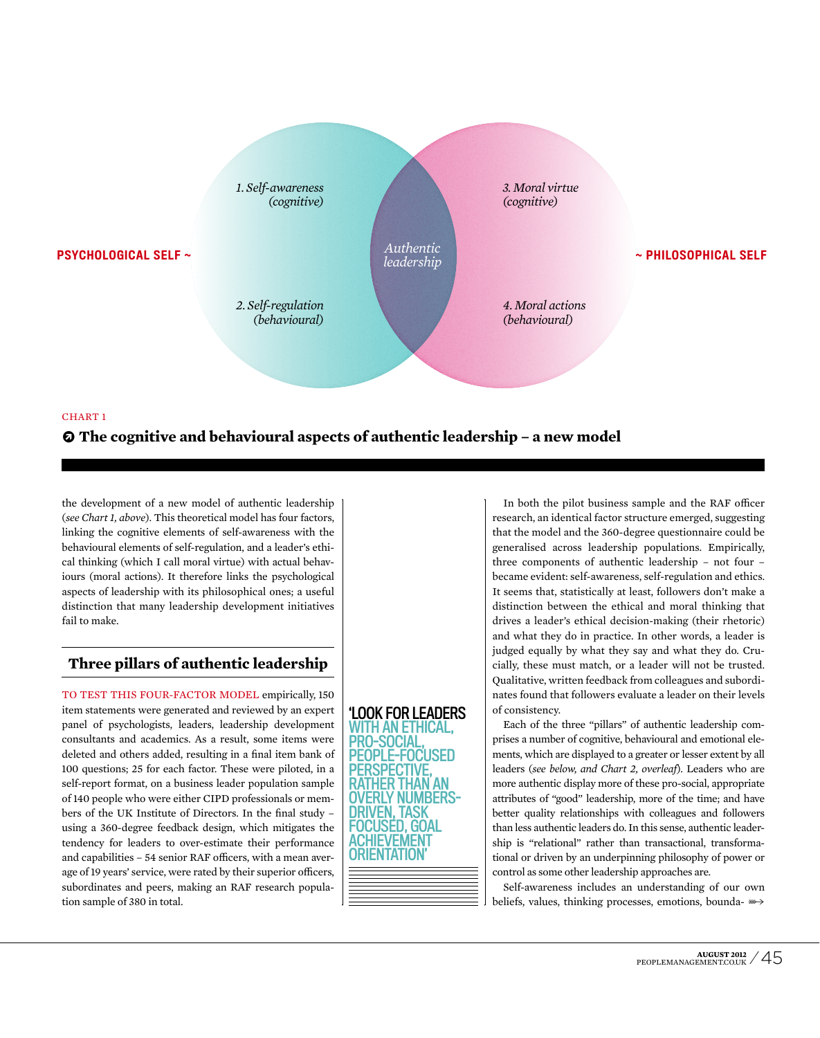PSYCHOLOGICAL SELF ~

1. Self-awareness (cognitive)

2. Self-regulation (behavioural)

Authentic leadership

3. Moral virtue (cognitive)

4. Moral actions (behavioural)

~ PHILOSOPHICAL SELF

CHART 1

**The cognitive and behavioural aspects of authentic leadership – a new model**

the development of a new model of authentic leadership (*see Chart 1, above*). This theoretical model has four factors, linking the cognitive elements of self-awareness with the behavioural elements of self-regulation, and a leader's ethical thinking (which I call moral virtue) with actual behaviours (moral actions). It therefore links the psychological aspects of leadership with its philosophical ones; a useful distinction that many leadership development initiatives fail to make.

## Three pillars of authentic leadership

TO TEST THIS FOUR-FACTOR MODEL empirically, 150 item statements were generated and reviewed by an expert panel of psychologists, leaders, leadership development consultants and academics. As a result, some items were deleted and others added, resulting in a final item bank of 100 questions; 25 for each factor. These were piloted, in a self-report format, on a business leader population sample of 140 people who were either CIPD professionals or members of the UK Institute of Directors. In the final study – using a 360-degree feedback design, which mitigates the tendency for leaders to over-estimate their performance and capabilities – 54 senior RAF officers, with a mean average of 19 years' service, were rated by their superior officers, subordinates and peers, making an RAF research population sample of 380 in total.

**'LOOK FOR LEADERS WITH AN ETHICAL, PRO-SOCIAL, PEOPLE-FOCUSED PERSPECTIVE, RATHER THAN AN OVERLY NUMBERS-DRIVEN, TASK FOCUSED, GOAL ACHIEVEMENT ORIENTATION'**

In both the pilot business sample and the RAF officer research, an identical factor structure emerged, suggesting that the model and the 360-degree questionnaire could be generalised across leadership populations. Empirically, three components of authentic leadership – not four – became evident: self-awareness, self-regulation and ethics. It seems that, statistically at least, followers don't make a distinction between the ethical and moral thinking that drives a leader's ethical decision-making (their rhetoric) and what they do in practice. In other words, a leader is judged equally by what they say and what they do. Crucially, these must match, or a leader will not be trusted. Qualitative, written feedback from colleagues and subordinates found that followers evaluate a leader on their levels of consistency.

Each of the three "pillars" of authentic leadership comprises a number of cognitive, behavioural and emotional elements, which are displayed to a greater or lesser extent by all leaders (*see below, and Chart 2, overleaf*). Leaders who are more authentic display more of these pro-social, appropriate attributes of "good" leadership, more of the time; and have better quality relationships with colleagues and followers than less authentic leaders do. In this sense, authentic leadership is "relational" rather than transactional, transformational or driven by an underpinning philosophy of power or control as some other leadership approaches are.

Self-awareness includes an understanding of our own beliefs, values, thinking processes, emotions, bounda-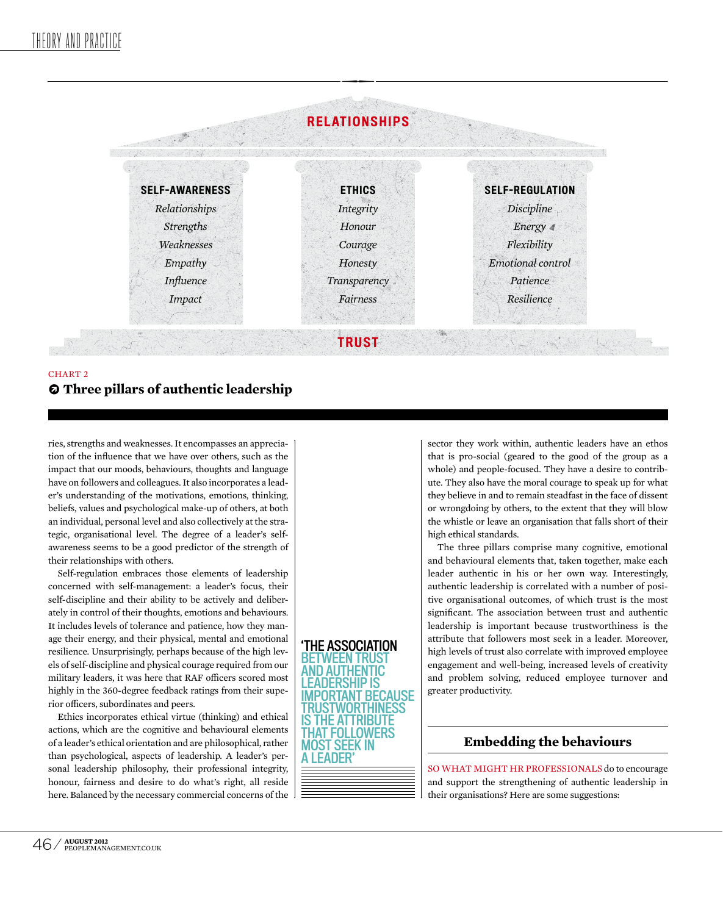**RELATIONSHIPS**

| SELF-AWARENESS | ETHICS | SELF-REGULATION |
| --- | --- | --- |
| *Relationships* | *Integrity* | *Discipline* |
| *Strengths* | *Honour* | *Energy* |
| *Weaknesses* | *Courage* | *Flexibility* |
| *Empathy* | *Honesty* | *Emotional control* |
| *Influence* | *Transparency* | *Patience* |
| *Impact* | *Fairness* | *Resilience* |

**TRUST**

CHART 2

**Three pillars of authentic leadership**

ries, strengths and weaknesses. It encompasses an appreciation of the influence that we have over others, such as the impact that our moods, behaviours, thoughts and language have on followers and colleagues. It also incorporates a leader's understanding of the motivations, emotions, thinking, beliefs, values and psychological make-up of others, at both an individual, personal level and also collectively at the strategic, organisational level. The degree of a leader's self-awareness seems to be a good predictor of the strength of their relationships with others.

Self-regulation embraces those elements of leadership concerned with self-management: a leader's focus, their self-discipline and their ability to be actively and deliberately in control of their thoughts, emotions and behaviours. It includes levels of tolerance and patience, how they manage their energy, and their physical, mental and emotional resilience. Unsurprisingly, perhaps because of the high levels of self-discipline and physical courage required from our military leaders, it was here that RAF officers scored most highly in the 360-degree feedback ratings from their superior officers, subordinates and peers.

Ethics incorporates ethical virtue (thinking) and ethical actions, which are the cognitive and behavioural elements of a leader's ethical orientation and are philosophical, rather than psychological, aspects of leadership. A leader's personal leadership philosophy, their professional integrity, honour, fairness and desire to do what's right, all reside here. Balanced by the necessary commercial concerns of the sector they work within, authentic leaders have an ethos that is pro-social (geared to the good of the group as a whole) and people-focused. They have a desire to contribute. They also have the moral courage to speak up for what they believe in and to remain steadfast in the face of dissent or wrongdoing by others, to the extent that they will blow the whistle or leave an organisation that falls short of their high ethical standards.

> 'THE ASSOCIATION BETWEEN TRUST AND AUTHENTIC LEADERSHIP IS IMPORTANT BECAUSE TRUSTWORTHINESS IS THE ATTRIBUTE THAT FOLLOWERS MOST SEEK IN A LEADER'

The three pillars comprise many cognitive, emotional and behavioural elements that, taken together, make each leader authentic in his or her own way. Interestingly, authentic leadership is correlated with a number of positive organisational outcomes, of which trust is the most significant. The association between trust and authentic leadership is important because trustworthiness is the attribute that followers most seek in a leader. Moreover, high levels of trust also correlate with improved employee engagement and well-being, increased levels of creativity and problem solving, reduced employee turnover and greater productivity.

## Embedding the behaviours

SO WHAT MIGHT HR PROFESSIONALS do to encourage and support the strengthening of authentic leadership in their organisations? Here are some suggestions: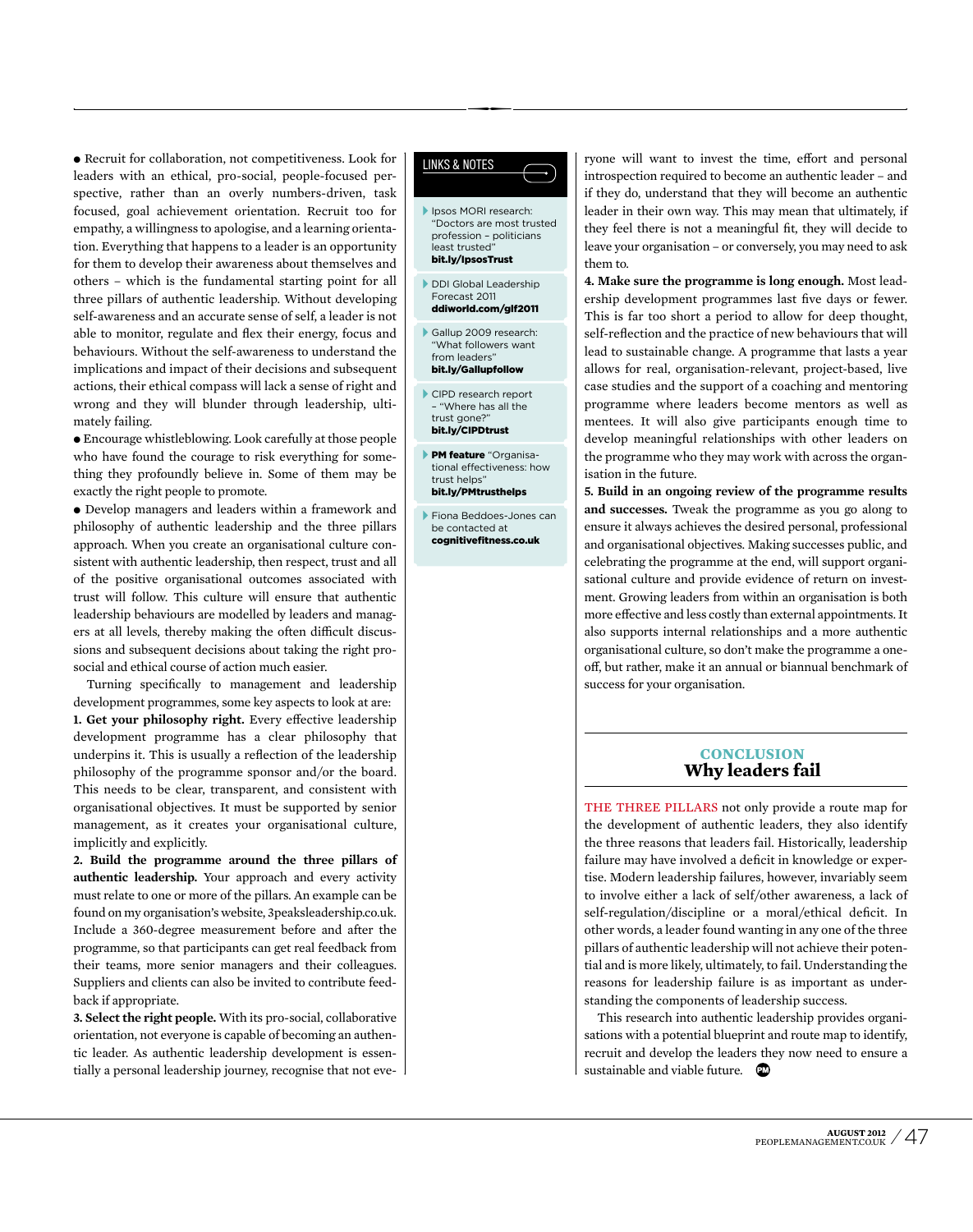- Recruit for collaboration, not competitiveness. Look for leaders with an ethical, pro-social, people-focused perspective, rather than an overly numbers-driven, task focused, goal achievement orientation. Recruit too for empathy, a willingness to apologise, and a learning orientation. Everything that happens to a leader is an opportunity for them to develop their awareness about themselves and others – which is the fundamental starting point for all three pillars of authentic leadership. Without developing self-awareness and an accurate sense of self, a leader is not able to monitor, regulate and flex their energy, focus and behaviours. Without the self-awareness to understand the implications and impact of their decisions and subsequent actions, their ethical compass will lack a sense of right and wrong and they will blunder through leadership, ultimately failing.
- Encourage whistleblowing. Look carefully at those people who have found the courage to risk everything for something they profoundly believe in. Some of them may be exactly the right people to promote.
- Develop managers and leaders within a framework and philosophy of authentic leadership and the three pillars approach. When you create an organisational culture consistent with authentic leadership, then respect, trust and all of the positive organisational outcomes associated with trust will follow. This culture will ensure that authentic leadership behaviours are modelled by leaders and managers at all levels, thereby making the often difficult discussions and subsequent decisions about taking the right pro-social and ethical course of action much easier.

Turning specifically to management and leadership development programmes, some key aspects to look at are:

**1. Get your philosophy right.** Every effective leadership development programme has a clear philosophy that underpins it. This is usually a reflection of the leadership philosophy of the programme sponsor and/or the board. This needs to be clear, transparent, and consistent with organisational objectives. It must be supported by senior management, as it creates your organisational culture, implicitly and explicitly.

**2. Build the programme around the three pillars of authentic leadership.** Your approach and every activity must relate to one or more of the pillars. An example can be found on my organisation's website, 3peaksleadership.co.uk. Include a 360-degree measurement before and after the programme, so that participants can get real feedback from their teams, more senior managers and their colleagues. Suppliers and clients can also be invited to contribute feedback if appropriate.

**3. Select the right people.** With its pro-social, collaborative orientation, not everyone is capable of becoming an authentic leader. As authentic leadership development is essentially a personal leadership journey, recognise that not everyone will want to invest the time, effort and personal introspection required to become an authentic leader – and if they do, understand that they will become an authentic leader in their own way. This may mean that ultimately, if they feel there is not a meaningful fit, they will decide to leave your organisation – or conversely, you may need to ask them to.

**4. Make sure the programme is long enough.** Most leadership development programmes last five days or fewer. This is far too short a period to allow for deep thought, self-reflection and the practice of new behaviours that will lead to sustainable change. A programme that lasts a year allows for real, organisation-relevant, project-based, live case studies and the support of a coaching and mentoring programme where leaders become mentors as well as mentees. It will also give participants enough time to develop meaningful relationships with other leaders on the programme who they may work with across the organisation in the future.

**5. Build in an ongoing review of the programme results and successes.** Tweak the programme as you go along to ensure it always achieves the desired personal, professional and organisational objectives. Making successes public, and celebrating the programme at the end, will support organisational culture and provide evidence of return on investment. Growing leaders from within an organisation is both more effective and less costly than external appointments. It also supports internal relationships and a more authentic organisational culture, so don't make the programme a one-off, but rather, make it an annual or biannual benchmark of success for your organisation.

### LINKS & NOTES

- Ipsos MORI research: "Doctors are most trusted profession – politicians least trusted" **bit.ly/IpsosTrust**
- DDI Global Leadership Forecast 2011 **ddiworld.com/glf2011**
- Gallup 2009 research: "What followers want from leaders" **bit.ly/Gallupfollow**
- CIPD research report – "Where has all the trust gone?" **bit.ly/CIPDtrust**
- **PM feature** "Organisational effectiveness: how trust helps" **bit.ly/PMtrusthelps**
- Fiona Beddoes-Jones can be contacted at **cognitivefitness.co.uk**

## CONCLUSION
## Why leaders fail

THE THREE PILLARS not only provide a route map for the development of authentic leaders, they also identify the three reasons that leaders fail. Historically, leadership failure may have involved a deficit in knowledge or expertise. Modern leadership failures, however, invariably seem to involve either a lack of self/other awareness, a lack of self-regulation/discipline or a moral/ethical deficit. In other words, a leader found wanting in any one of the three pillars of authentic leadership will not achieve their potential and is more likely, ultimately, to fail. Understanding the reasons for leadership failure is as important as understanding the components of leadership success.

This research into authentic leadership provides organisations with a potential blueprint and route map to identify, recruit and develop the leaders they now need to ensure a sustainable and viable future.